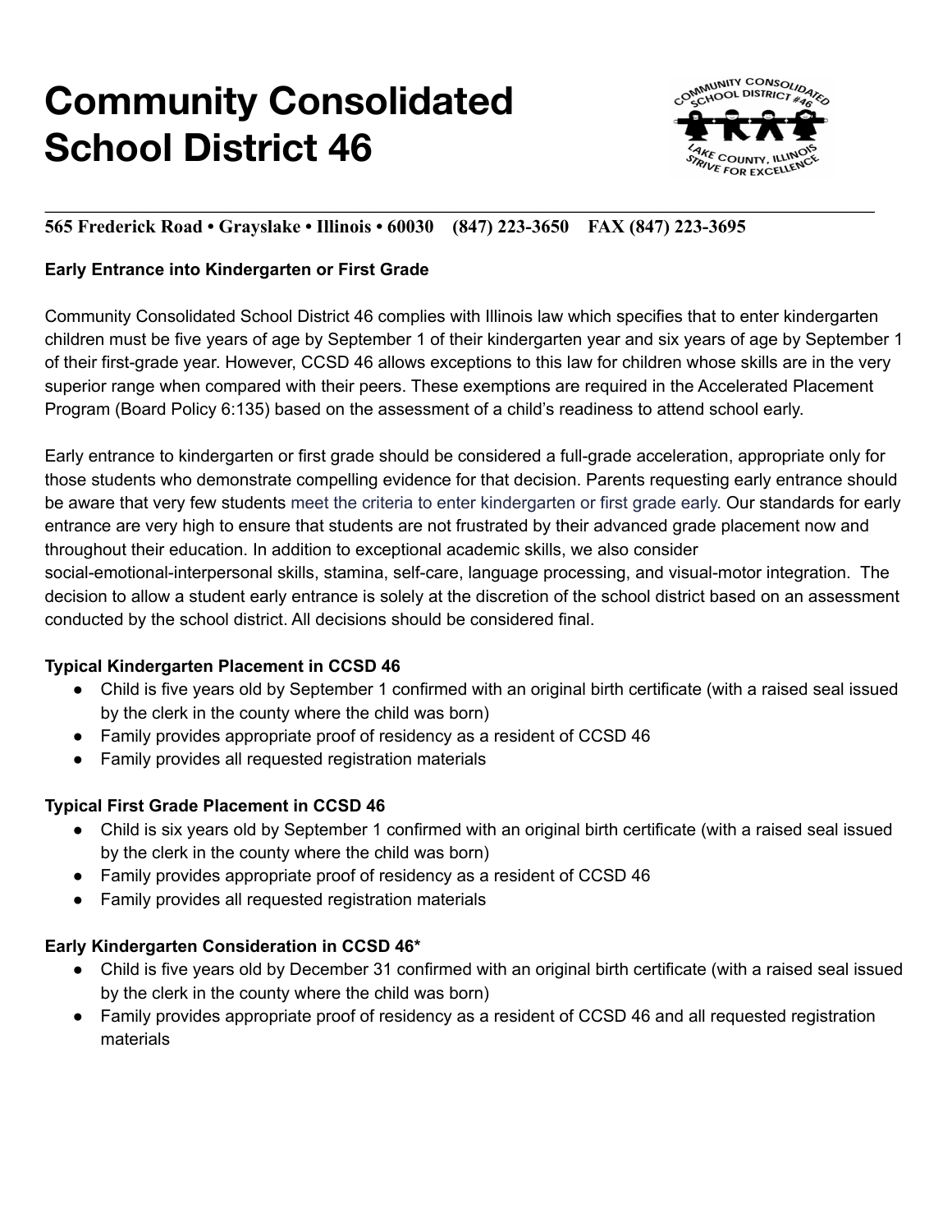# Community Consolidated School District 46

**565 Frederick Road • Grayslake • Illinois • 60030 (847) 223-3650 FAX (847) 223-3695**

**Early Entrance into Kindergarten or First Grade**

Community Consolidated School District 46 complies with Illinois law which specifies that to enter kindergarten children must be five years of age by September 1 of their kindergarten year and six years of age by September 1 of their first-grade year. However, CCSD 46 allows exceptions to this law for children whose skills are in the very superior range when compared with their peers. These exemptions are required in the Accelerated Placement Program (Board Policy 6:135) based on the assessment of a child's readiness to attend school early.

Early entrance to kindergarten or first grade should be considered a full-grade acceleration, appropriate only for those students who demonstrate compelling evidence for that decision. Parents requesting early entrance should be aware that very few students meet the criteria to enter kindergarten or first grade early. Our standards for early entrance are very high to ensure that students are not frustrated by their advanced grade placement now and throughout their education. In addition to exceptional academic skills, we also consider social-emotional-interpersonal skills, stamina, self-care, language processing, and visual-motor integration. The decision to allow a student early entrance is solely at the discretion of the school district based on an assessment conducted by the school district. All decisions should be considered final.

**Typical Kindergarten Placement in CCSD 46**

- Child is five years old by September 1 confirmed with an original birth certificate (with a raised seal issued by the clerk in the county where the child was born)
- Family provides appropriate proof of residency as a resident of CCSD 46
- Family provides all requested registration materials

**Typical First Grade Placement in CCSD 46**

- Child is six years old by September 1 confirmed with an original birth certificate (with a raised seal issued by the clerk in the county where the child was born)
- Family provides appropriate proof of residency as a resident of CCSD 46
- Family provides all requested registration materials

**Early Kindergarten Consideration in CCSD 46***

- Child is five years old by December 31 confirmed with an original birth certificate (with a raised seal issued by the clerk in the county where the child was born)
- Family provides appropriate proof of residency as a resident of CCSD 46 and all requested registration materials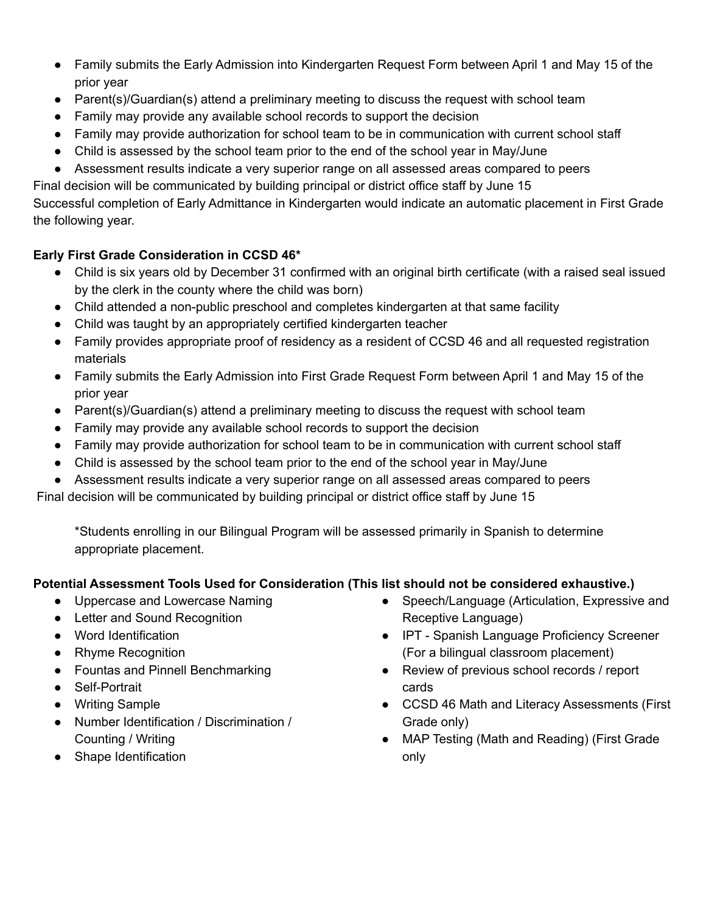- Family submits the Early Admission into Kindergarten Request Form between April 1 and May 15 of the prior year
- Parent(s)/Guardian(s) attend a preliminary meeting to discuss the request with school team
- Family may provide any available school records to support the decision
- Family may provide authorization for school team to be in communication with current school staff
- Child is assessed by the school team prior to the end of the school year in May/June
- Assessment results indicate a very superior range on all assessed areas compared to peers

Final decision will be communicated by building principal or district office staff by June 15

Successful completion of Early Admittance in Kindergarten would indicate an automatic placement in First Grade the following year.

**Early First Grade Consideration in CCSD 46***

- Child is six years old by December 31 confirmed with an original birth certificate (with a raised seal issued by the clerk in the county where the child was born)
- Child attended a non-public preschool and completes kindergarten at that same facility
- Child was taught by an appropriately certified kindergarten teacher
- Family provides appropriate proof of residency as a resident of CCSD 46 and all requested registration materials
- Family submits the Early Admission into First Grade Request Form between April 1 and May 15 of the prior year
- Parent(s)/Guardian(s) attend a preliminary meeting to discuss the request with school team
- Family may provide any available school records to support the decision
- Family may provide authorization for school team to be in communication with current school staff
- Child is assessed by the school team prior to the end of the school year in May/June
- Assessment results indicate a very superior range on all assessed areas compared to peers

Final decision will be communicated by building principal or district office staff by June 15

*Students enrolling in our Bilingual Program will be assessed primarily in Spanish to determine appropriate placement.

**Potential Assessment Tools Used for Consideration (This list should not be considered exhaustive.)**

- Uppercase and Lowercase Naming
- Letter and Sound Recognition
- Word Identification
- Rhyme Recognition
- Fountas and Pinnell Benchmarking
- Self-Portrait
- Writing Sample
- Number Identification / Discrimination / Counting / Writing
- Shape Identification
- Speech/Language (Articulation, Expressive and Receptive Language)
- IPT - Spanish Language Proficiency Screener (For a bilingual classroom placement)
- Review of previous school records / report cards
- CCSD 46 Math and Literacy Assessments (First Grade only)
- MAP Testing (Math and Reading) (First Grade only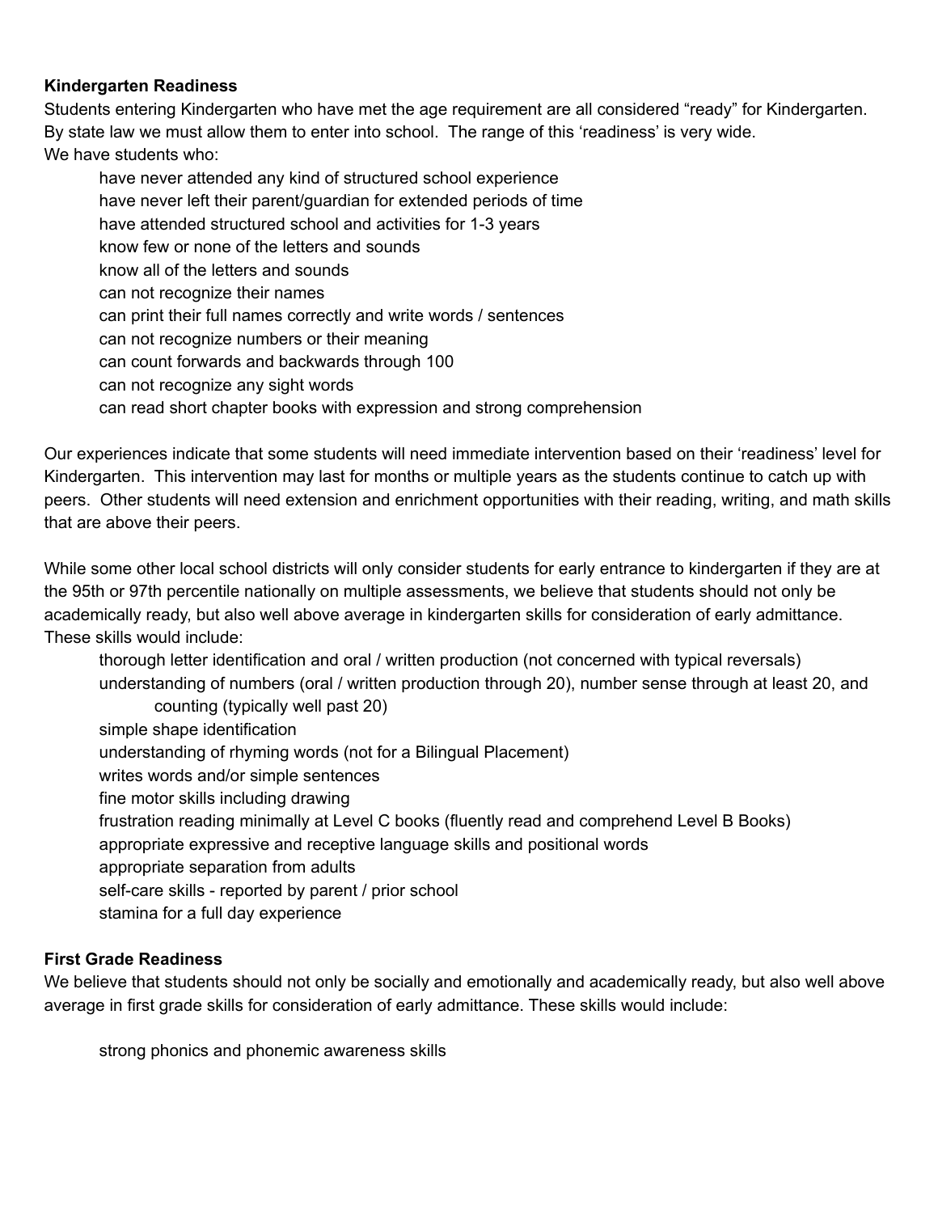**Kindergarten Readiness**

Students entering Kindergarten who have met the age requirement are all considered "ready" for Kindergarten. By state law we must allow them to enter into school. The range of this 'readiness' is very wide.

We have students who:

- have never attended any kind of structured school experience
- have never left their parent/guardian for extended periods of time
- have attended structured school and activities for 1-3 years
- know few or none of the letters and sounds
- know all of the letters and sounds
- can not recognize their names
- can print their full names correctly and write words / sentences
- can not recognize numbers or their meaning
- can count forwards and backwards through 100
- can not recognize any sight words
- can read short chapter books with expression and strong comprehension

Our experiences indicate that some students will need immediate intervention based on their 'readiness' level for Kindergarten. This intervention may last for months or multiple years as the students continue to catch up with peers. Other students will need extension and enrichment opportunities with their reading, writing, and math skills that are above their peers.

While some other local school districts will only consider students for early entrance to kindergarten if they are at the 95th or 97th percentile nationally on multiple assessments, we believe that students should not only be academically ready, but also well above average in kindergarten skills for consideration of early admittance. These skills would include:

- thorough letter identification and oral / written production (not concerned with typical reversals)
- understanding of numbers (oral / written production through 20), number sense through at least 20, and counting (typically well past 20)
- simple shape identification
- understanding of rhyming words (not for a Bilingual Placement)
- writes words and/or simple sentences
- fine motor skills including drawing
- frustration reading minimally at Level C books (fluently read and comprehend Level B Books)
- appropriate expressive and receptive language skills and positional words
- appropriate separation from adults
- self-care skills - reported by parent / prior school
- stamina for a full day experience

**First Grade Readiness**

We believe that students should not only be socially and emotionally and academically ready, but also well above average in first grade skills for consideration of early admittance. These skills would include:

- strong phonics and phonemic awareness skills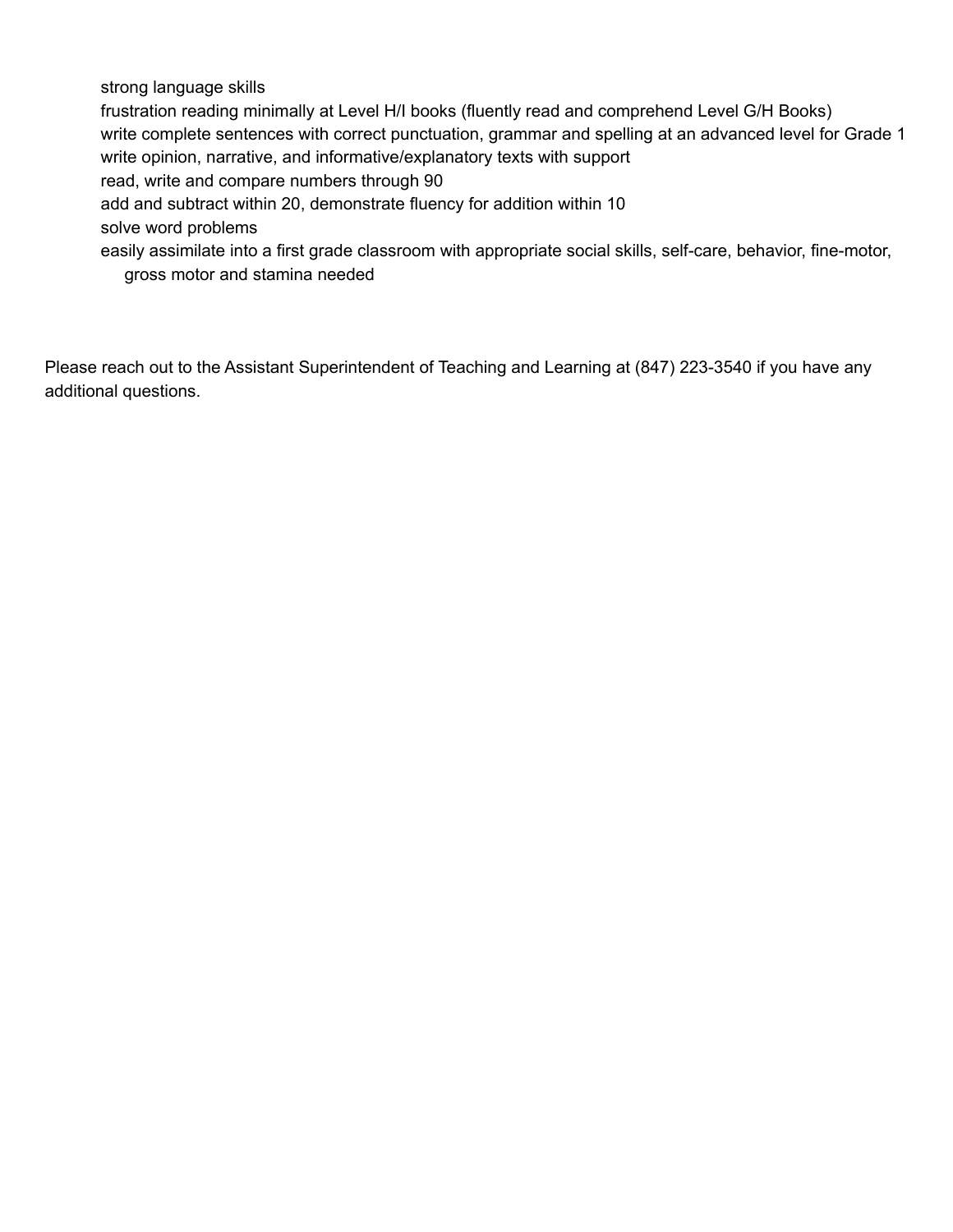- strong language skills
- frustration reading minimally at Level H/I books (fluently read and comprehend Level G/H Books)
- write complete sentences with correct punctuation, grammar and spelling at an advanced level for Grade 1
- write opinion, narrative, and informative/explanatory texts with support
- read, write and compare numbers through 90
- add and subtract within 20, demonstrate fluency for addition within 10
- solve word problems
- easily assimilate into a first grade classroom with appropriate social skills, self-care, behavior, fine-motor, gross motor and stamina needed

Please reach out to the Assistant Superintendent of Teaching and Learning at (847) 223-3540 if you have any additional questions.